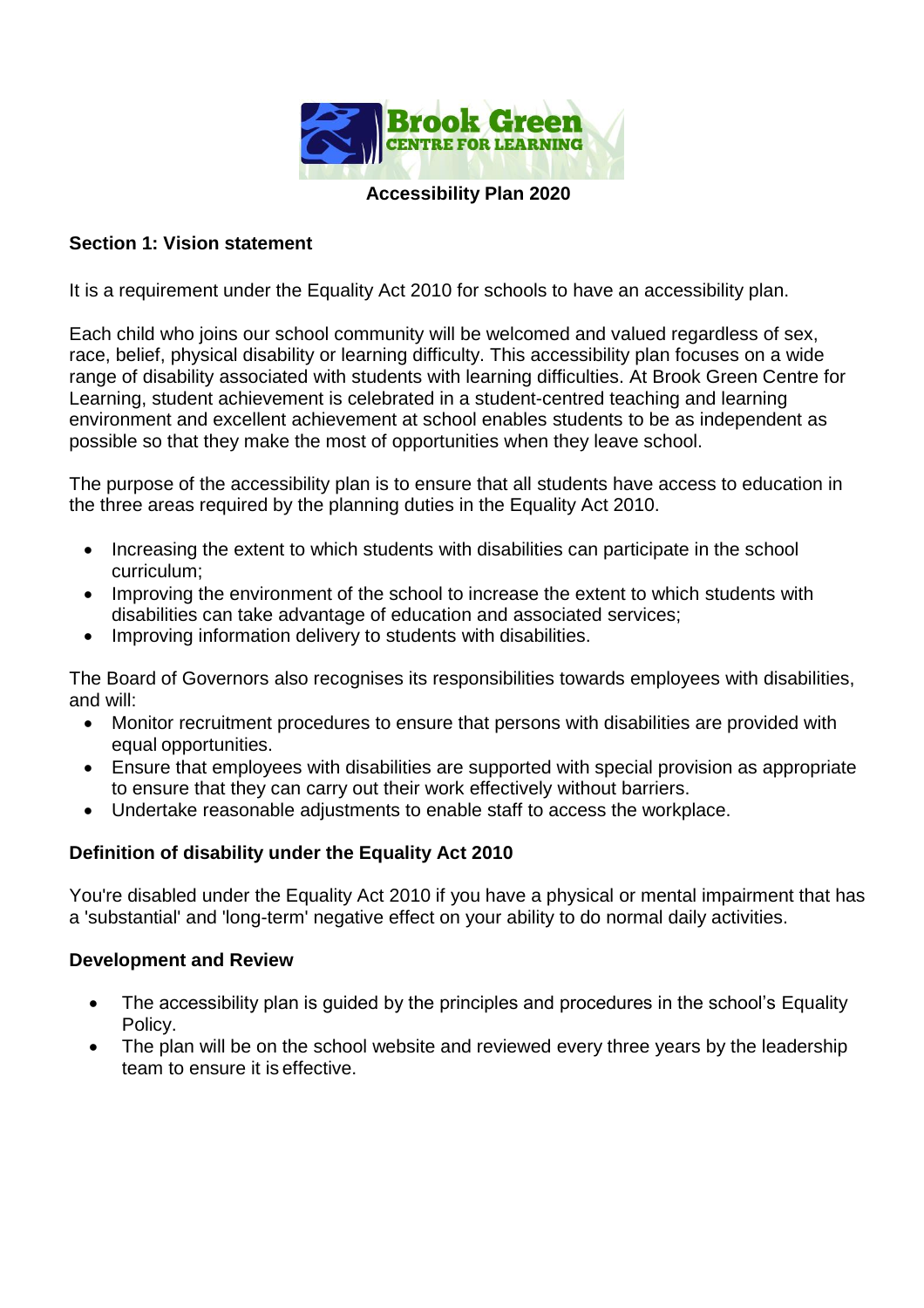Brook Green CENTRE FOR LEARNING

# Accessibility Plan 2020

## Section 1: Vision statement

It is a requirement under the Equality Act 2010 for schools to have an accessibility plan.

Each child who joins our school community will be welcomed and valued regardless of sex, race, belief, physical disability or learning difficulty. This accessibility plan focuses on a wide range of disability associated with students with learning difficulties. At Brook Green Centre for Learning, student achievement is celebrated in a student-centred teaching and learning environment and excellent achievement at school enables students to be as independent as possible so that they make the most of opportunities when they leave school.

The purpose of the accessibility plan is to ensure that all students have access to education in the three areas required by the planning duties in the Equality Act 2010.

- Increasing the extent to which students with disabilities can participate in the school curriculum;
- Improving the environment of the school to increase the extent to which students with disabilities can take advantage of education and associated services;
- Improving information delivery to students with disabilities.

The Board of Governors also recognises its responsibilities towards employees with disabilities, and will:

- Monitor recruitment procedures to ensure that persons with disabilities are provided with equal opportunities.
- Ensure that employees with disabilities are supported with special provision as appropriate to ensure that they can carry out their work effectively without barriers.
- Undertake reasonable adjustments to enable staff to access the workplace.

### Definition of disability under the Equality Act 2010

You're disabled under the Equality Act 2010 if you have a physical or mental impairment that has a 'substantial' and 'long-term' negative effect on your ability to do normal daily activities.

### Development and Review

- The accessibility plan is guided by the principles and procedures in the school's Equality Policy.
- The plan will be on the school website and reviewed every three years by the leadership team to ensure it is effective.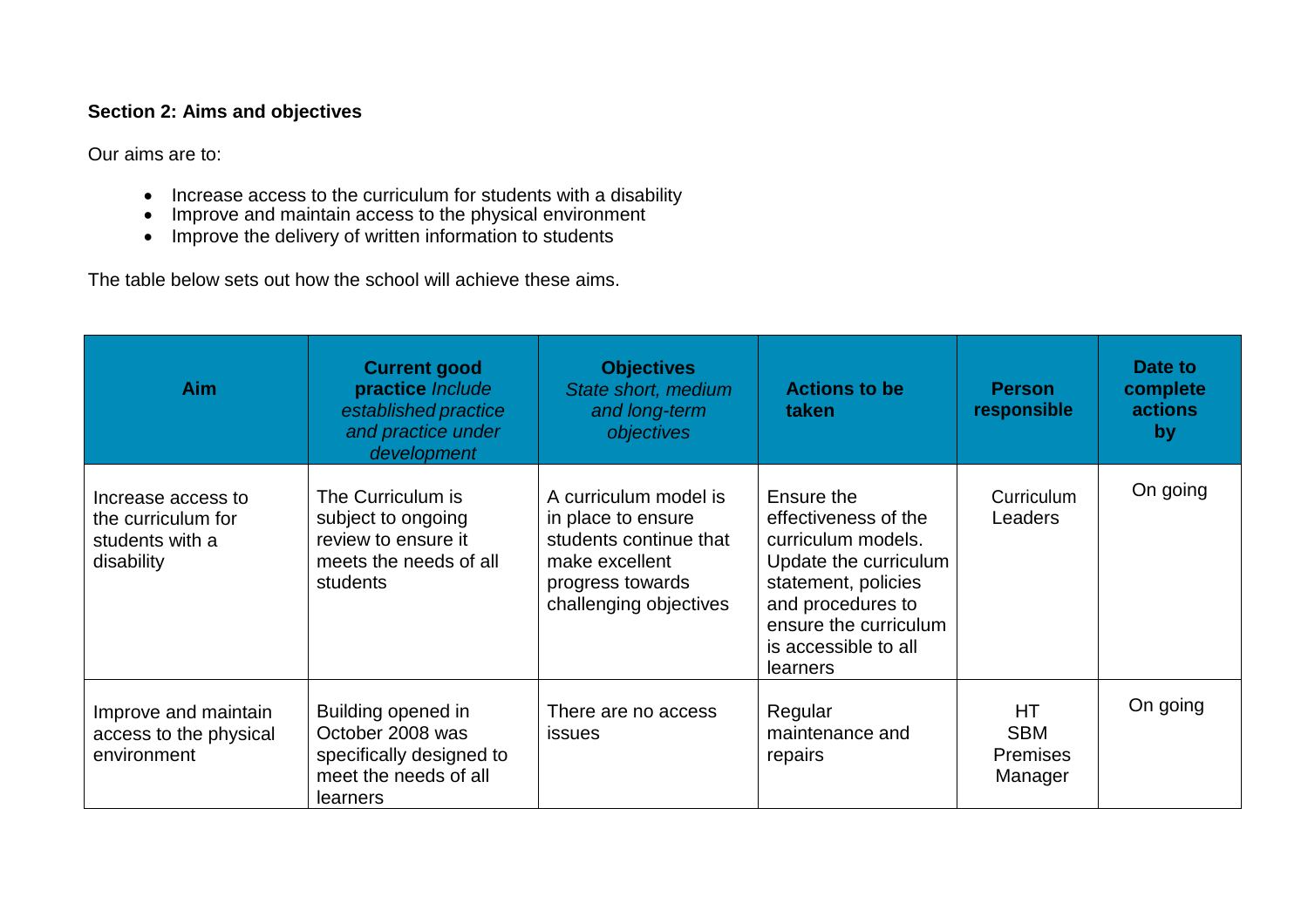**Section 2: Aims and objectives**

Our aims are to:

- Increase access to the curriculum for students with a disability
- Improve and maintain access to the physical environment
- Improve the delivery of written information to students

The table below sets out how the school will achieve these aims.

| Aim | **Current good practice** *Include established practice and practice under development* | **Objectives** *State short, medium and long-term objectives* | Actions to be taken | Person responsible | Date to complete actions by |
|---|---|---|---|---|---|
| Increase access to the curriculum for students with a disability | The Curriculum is subject to ongoing review to ensure it meets the needs of all students | A curriculum model is in place to ensure students continue that make excellent progress towards challenging objectives | Ensure the effectiveness of the curriculum models. Update the curriculum statement, policies and procedures to ensure the curriculum is accessible to all learners | Curriculum Leaders | On going |
| Improve and maintain access to the physical environment | Building opened in October 2008 was specifically designed to meet the needs of all learners | There are no access issues | Regular maintenance and repairs | HT SBM Premises Manager | On going |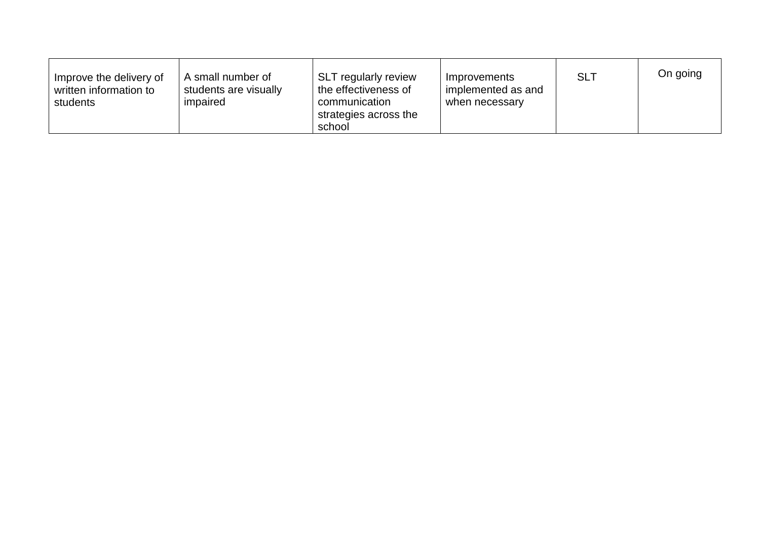| | | | | | |
|---|---|---|---|---|---|
| Improve the delivery of written information to students | A small number of students are visually impaired | SLT regularly review the effectiveness of communication strategies across the school | Improvements implemented as and when necessary | SLT | On going |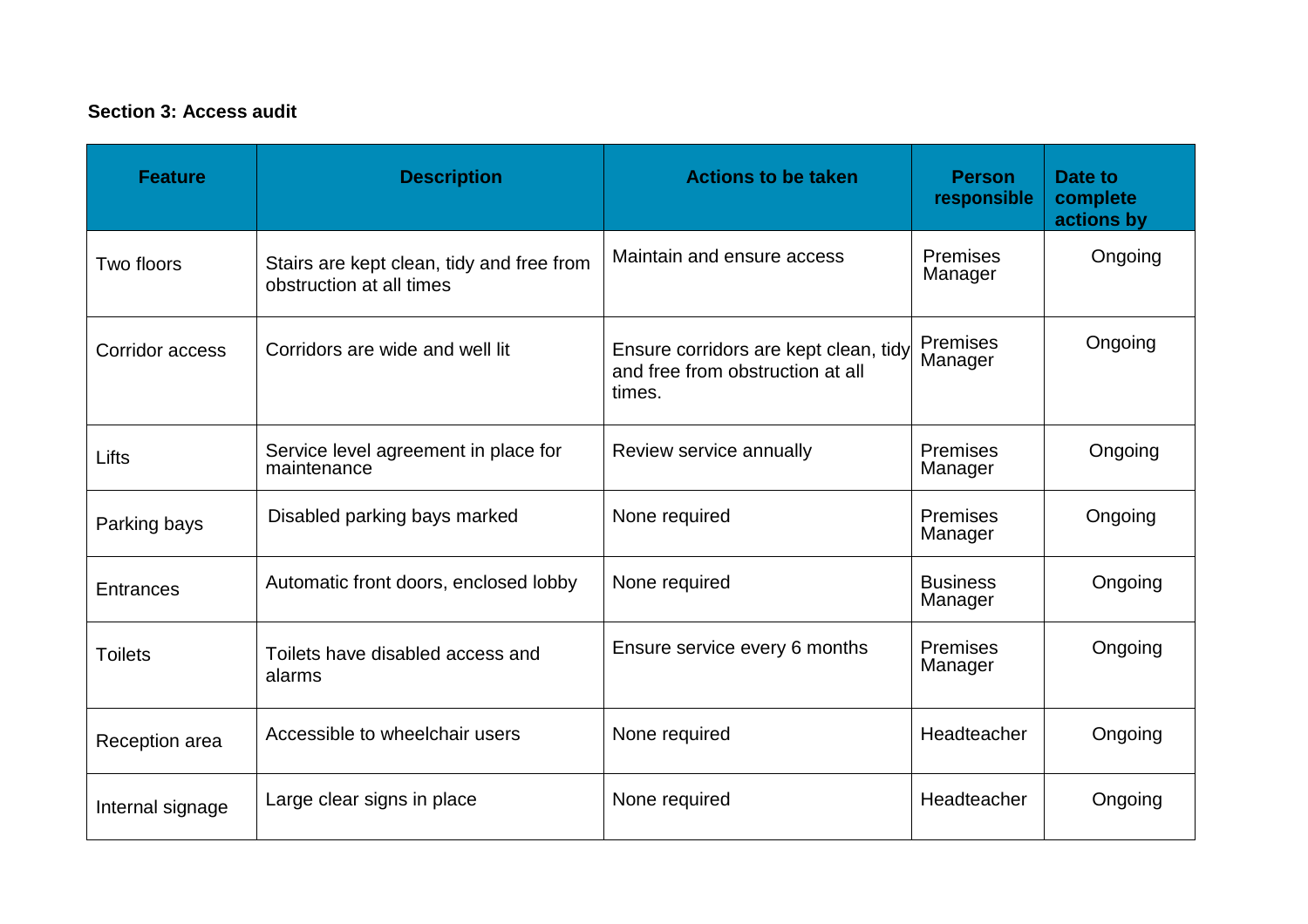**Section 3: Access audit**

| Feature | Description | Actions to be taken | Person responsible | Date to complete actions by |
|---|---|---|---|---|
| Two floors | Stairs are kept clean, tidy and free from obstruction at all times | Maintain and ensure access | Premises Manager | Ongoing |
| Corridor access | Corridors are wide and well lit | Ensure corridors are kept clean, tidy and free from obstruction at all times. | Premises Manager | Ongoing |
| Lifts | Service level agreement in place for maintenance | Review service annually | Premises Manager | Ongoing |
| Parking bays | Disabled parking bays marked | None required | Premises Manager | Ongoing |
| Entrances | Automatic front doors, enclosed lobby | None required | Business Manager | Ongoing |
| Toilets | Toilets have disabled access and alarms | Ensure service every 6 months | Premises Manager | Ongoing |
| Reception area | Accessible to wheelchair users | None required | Headteacher | Ongoing |
| Internal signage | Large clear signs in place | None required | Headteacher | Ongoing |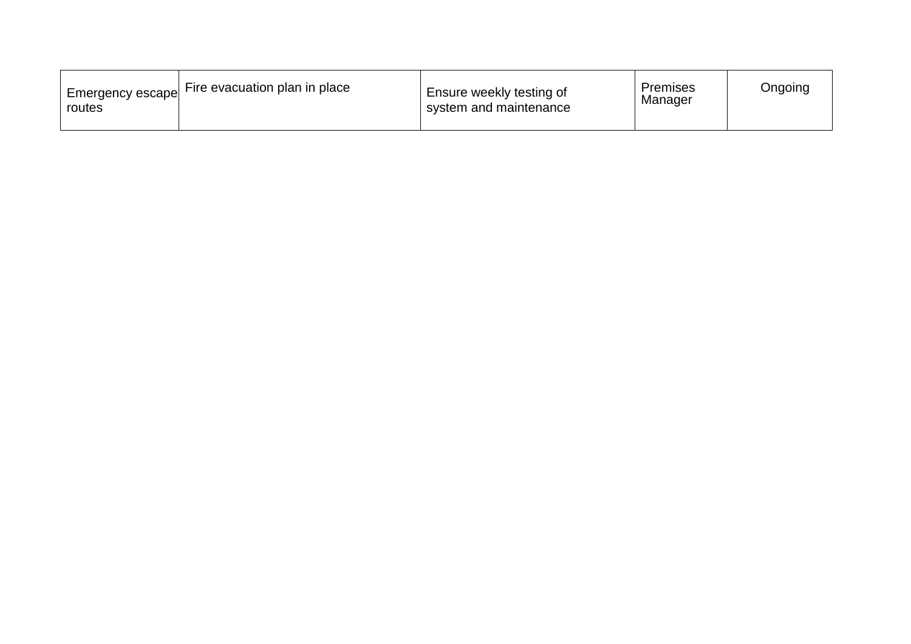| | | | | |
|---|---|---|---|---|
| Emergency escape routes | Fire evacuation plan in place | Ensure weekly testing of system and maintenance | Premises Manager | Ongoing |